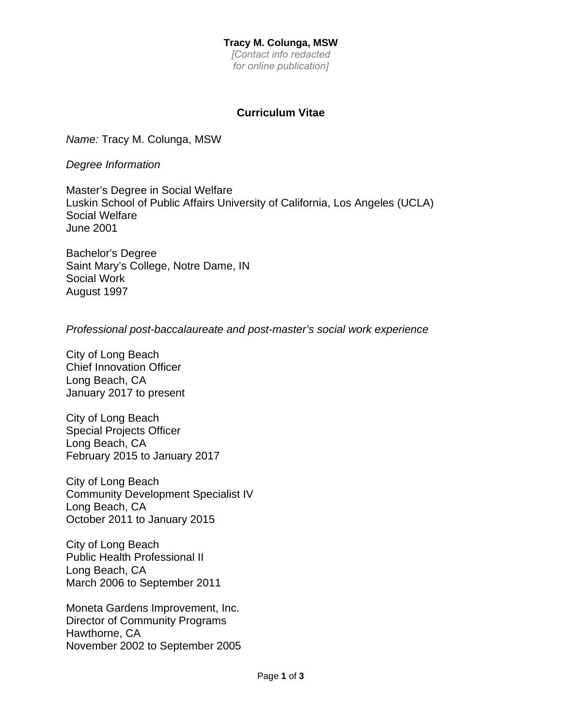**Tracy M. Colunga, MSW**
*[Contact info redacted for online publication]*

# Curriculum Vitae

*Name:* Tracy M. Colunga, MSW

*Degree Information*

Master's Degree in Social Welfare
Luskin School of Public Affairs University of California, Los Angeles (UCLA)
Social Welfare
June 2001

Bachelor's Degree
Saint Mary's College, Notre Dame, IN
Social Work
August 1997

*Professional post-baccalaureate and post-master's social work experience*

City of Long Beach
Chief Innovation Officer
Long Beach, CA
January 2017 to present

City of Long Beach
Special Projects Officer
Long Beach, CA
February 2015 to January 2017

City of Long Beach
Community Development Specialist IV
Long Beach, CA
October 2011 to January 2015

City of Long Beach
Public Health Professional II
Long Beach, CA
March 2006 to September 2011

Moneta Gardens Improvement, Inc.
Director of Community Programs
Hawthorne, CA
November 2002 to September 2005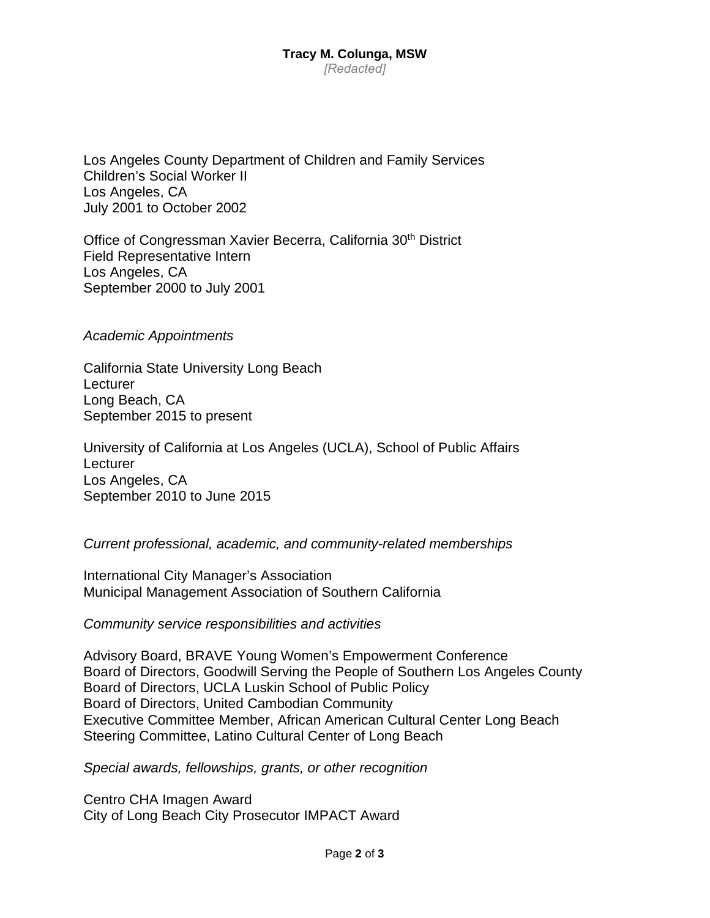**Tracy M. Colunga, MSW**
*[Redacted]*

Los Angeles County Department of Children and Family Services
Children's Social Worker II
Los Angeles, CA
July 2001 to October 2002

Office of Congressman Xavier Becerra, California 30th District
Field Representative Intern
Los Angeles, CA
September 2000 to July 2001

*Academic Appointments*

California State University Long Beach
Lecturer
Long Beach, CA
September 2015 to present

University of California at Los Angeles (UCLA), School of Public Affairs
Lecturer
Los Angeles, CA
September 2010 to June 2015

*Current professional, academic, and community-related memberships*

International City Manager's Association
Municipal Management Association of Southern California

*Community service responsibilities and activities*

Advisory Board, BRAVE Young Women's Empowerment Conference
Board of Directors, Goodwill Serving the People of Southern Los Angeles County
Board of Directors, UCLA Luskin School of Public Policy
Board of Directors, United Cambodian Community
Executive Committee Member, African American Cultural Center Long Beach
Steering Committee, Latino Cultural Center of Long Beach

*Special awards, fellowships, grants, or other recognition*

Centro CHA Imagen Award
City of Long Beach City Prosecutor IMPACT Award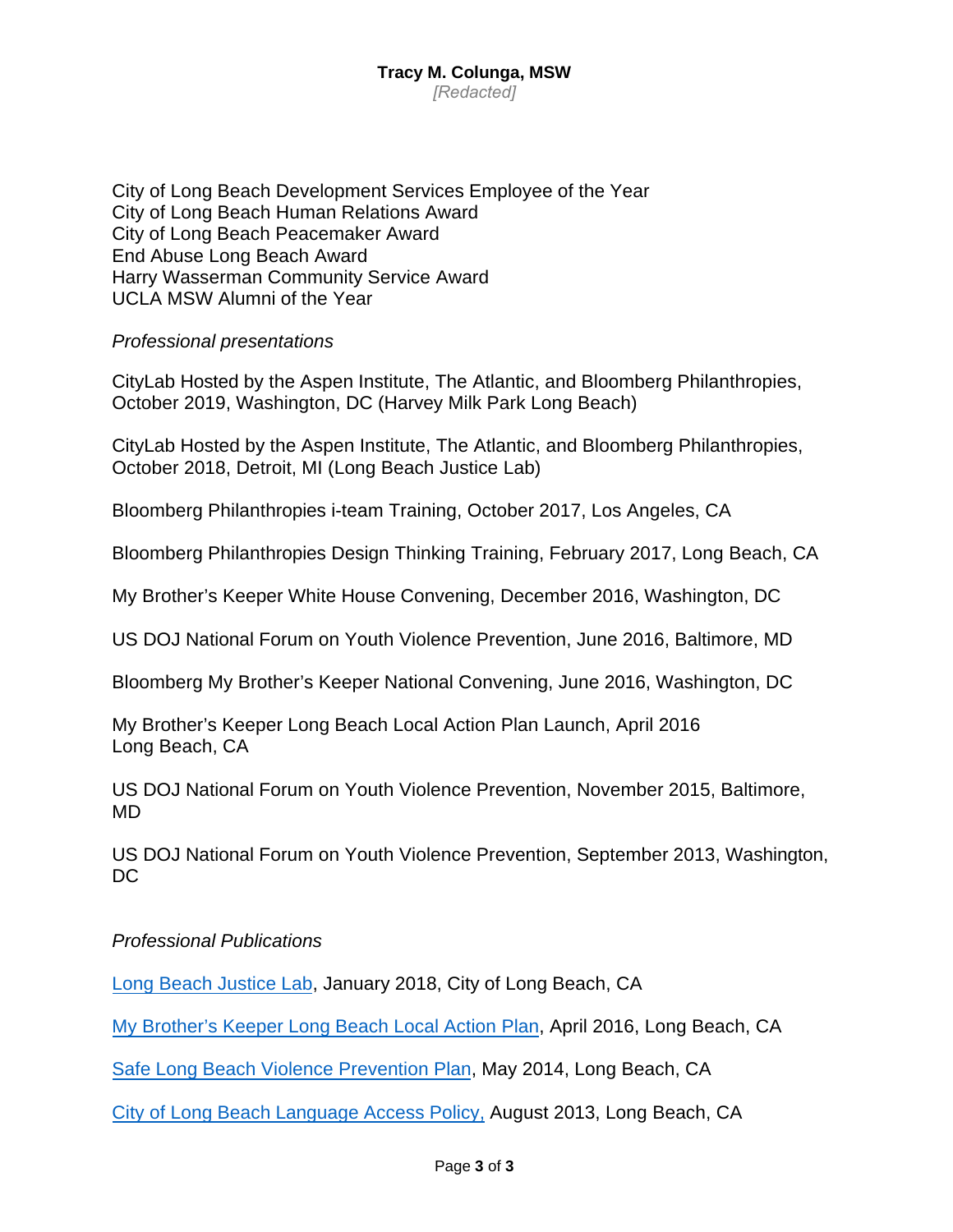**Tracy M. Colunga, MSW**
*[Redacted]*

City of Long Beach Development Services Employee of the Year
City of Long Beach Human Relations Award
City of Long Beach Peacemaker Award
End Abuse Long Beach Award
Harry Wasserman Community Service Award
UCLA MSW Alumni of the Year

*Professional presentations*

CityLab Hosted by the Aspen Institute, The Atlantic, and Bloomberg Philanthropies, October 2019, Washington, DC (Harvey Milk Park Long Beach)

CityLab Hosted by the Aspen Institute, The Atlantic, and Bloomberg Philanthropies, October 2018, Detroit, MI (Long Beach Justice Lab)

Bloomberg Philanthropies i-team Training, October 2017, Los Angeles, CA

Bloomberg Philanthropies Design Thinking Training, February 2017, Long Beach, CA

My Brother's Keeper White House Convening, December 2016, Washington, DC

US DOJ National Forum on Youth Violence Prevention, June 2016, Baltimore, MD

Bloomberg My Brother's Keeper National Convening, June 2016, Washington, DC

My Brother's Keeper Long Beach Local Action Plan Launch, April 2016
Long Beach, CA

US DOJ National Forum on Youth Violence Prevention, November 2015, Baltimore, MD

US DOJ National Forum on Youth Violence Prevention, September 2013, Washington, DC

*Professional Publications*

Long Beach Justice Lab, January 2018, City of Long Beach, CA

My Brother's Keeper Long Beach Local Action Plan, April 2016, Long Beach, CA

Safe Long Beach Violence Prevention Plan, May 2014, Long Beach, CA

City of Long Beach Language Access Policy, August 2013, Long Beach, CA